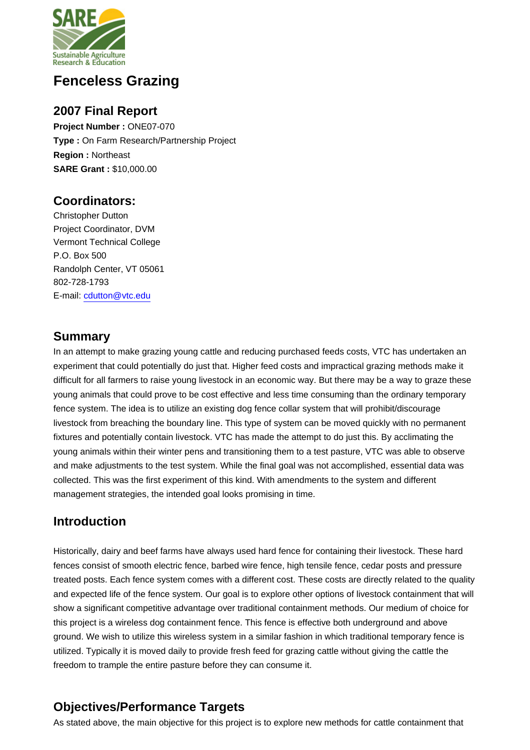# Fenceless Grazing

## 2007 Final Report

**Project Number :** ONE07-070
**Type :** On Farm Research/Partnership Project
**Region :** Northeast
**SARE Grant :** $10,000.00

## Coordinators:

Christopher Dutton
Project Coordinator, DVM
Vermont Technical College
P.O. Box 500
Randolph Center, VT 05061
802-728-1793
E-mail: cdutton@vtc.edu

## Summary

In an attempt to make grazing young cattle and reducing purchased feeds costs, VTC has undertaken an experiment that could potentially do just that. Higher feed costs and impractical grazing methods make it difficult for all farmers to raise young livestock in an economic way. But there may be a way to graze these young animals that could prove to be cost effective and less time consuming than the ordinary temporary fence system. The idea is to utilize an existing dog fence collar system that will prohibit/discourage livestock from breaching the boundary line. This type of system can be moved quickly with no permanent fixtures and potentially contain livestock. VTC has made the attempt to do just this. By acclimating the young animals within their winter pens and transitioning them to a test pasture, VTC was able to observe and make adjustments to the test system. While the final goal was not accomplished, essential data was collected. This was the first experiment of this kind. With amendments to the system and different management strategies, the intended goal looks promising in time.

## Introduction

Historically, dairy and beef farms have always used hard fence for containing their livestock. These hard fences consist of smooth electric fence, barbed wire fence, high tensile fence, cedar posts and pressure treated posts. Each fence system comes with a different cost. These costs are directly related to the quality and expected life of the fence system. Our goal is to explore other options of livestock containment that will show a significant competitive advantage over traditional containment methods. Our medium of choice for this project is a wireless dog containment fence. This fence is effective both underground and above ground. We wish to utilize this wireless system in a similar fashion in which traditional temporary fence is utilized. Typically it is moved daily to provide fresh feed for grazing cattle without giving the cattle the freedom to trample the entire pasture before they can consume it.

## Objectives/Performance Targets

As stated above, the main objective for this project is to explore new methods for cattle containment that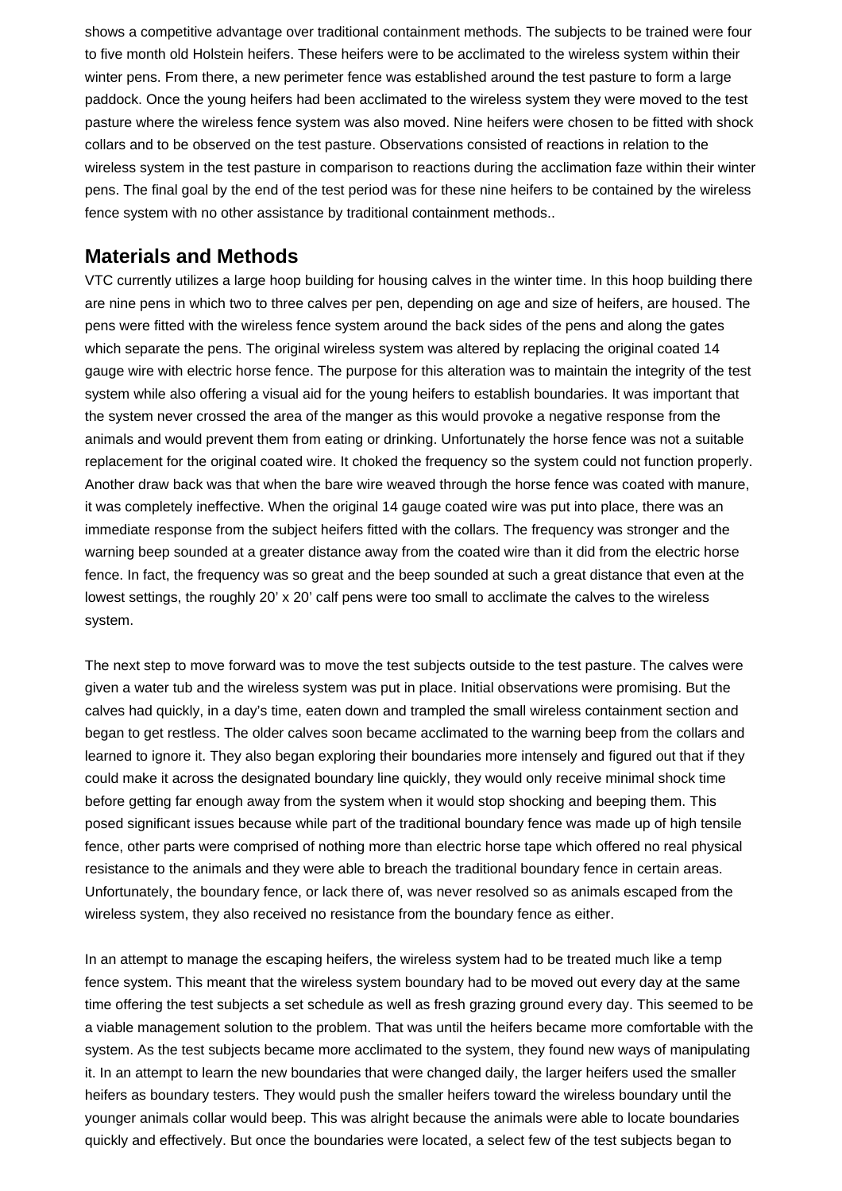shows a competitive advantage over traditional containment methods. The subjects to be trained were four to five month old Holstein heifers. These heifers were to be acclimated to the wireless system within their winter pens. From there, a new perimeter fence was established around the test pasture to form a large paddock. Once the young heifers had been acclimated to the wireless system they were moved to the test pasture where the wireless fence system was also moved. Nine heifers were chosen to be fitted with shock collars and to be observed on the test pasture. Observations consisted of reactions in relation to the wireless system in the test pasture in comparison to reactions during the acclimation faze within their winter pens. The final goal by the end of the test period was for these nine heifers to be contained by the wireless fence system with no other assistance by traditional containment methods..

## Materials and Methods

VTC currently utilizes a large hoop building for housing calves in the winter time. In this hoop building there are nine pens in which two to three calves per pen, depending on age and size of heifers, are housed. The pens were fitted with the wireless fence system around the back sides of the pens and along the gates which separate the pens. The original wireless system was altered by replacing the original coated 14 gauge wire with electric horse fence. The purpose for this alteration was to maintain the integrity of the test system while also offering a visual aid for the young heifers to establish boundaries. It was important that the system never crossed the area of the manger as this would provoke a negative response from the animals and would prevent them from eating or drinking. Unfortunately the horse fence was not a suitable replacement for the original coated wire. It choked the frequency so the system could not function properly. Another draw back was that when the bare wire weaved through the horse fence was coated with manure, it was completely ineffective. When the original 14 gauge coated wire was put into place, there was an immediate response from the subject heifers fitted with the collars. The frequency was stronger and the warning beep sounded at a greater distance away from the coated wire than it did from the electric horse fence. In fact, the frequency was so great and the beep sounded at such a great distance that even at the lowest settings, the roughly 20' x 20' calf pens were too small to acclimate the calves to the wireless system.

The next step to move forward was to move the test subjects outside to the test pasture. The calves were given a water tub and the wireless system was put in place. Initial observations were promising. But the calves had quickly, in a day's time, eaten down and trampled the small wireless containment section and began to get restless. The older calves soon became acclimated to the warning beep from the collars and learned to ignore it. They also began exploring their boundaries more intensely and figured out that if they could make it across the designated boundary line quickly, they would only receive minimal shock time before getting far enough away from the system when it would stop shocking and beeping them. This posed significant issues because while part of the traditional boundary fence was made up of high tensile fence, other parts were comprised of nothing more than electric horse tape which offered no real physical resistance to the animals and they were able to breach the traditional boundary fence in certain areas. Unfortunately, the boundary fence, or lack there of, was never resolved so as animals escaped from the wireless system, they also received no resistance from the boundary fence as either.

In an attempt to manage the escaping heifers, the wireless system had to be treated much like a temp fence system. This meant that the wireless system boundary had to be moved out every day at the same time offering the test subjects a set schedule as well as fresh grazing ground every day. This seemed to be a viable management solution to the problem. That was until the heifers became more comfortable with the system. As the test subjects became more acclimated to the system, they found new ways of manipulating it. In an attempt to learn the new boundaries that were changed daily, the larger heifers used the smaller heifers as boundary testers. They would push the smaller heifers toward the wireless boundary until the younger animals collar would beep. This was alright because the animals were able to locate boundaries quickly and effectively. But once the boundaries were located, a select few of the test subjects began to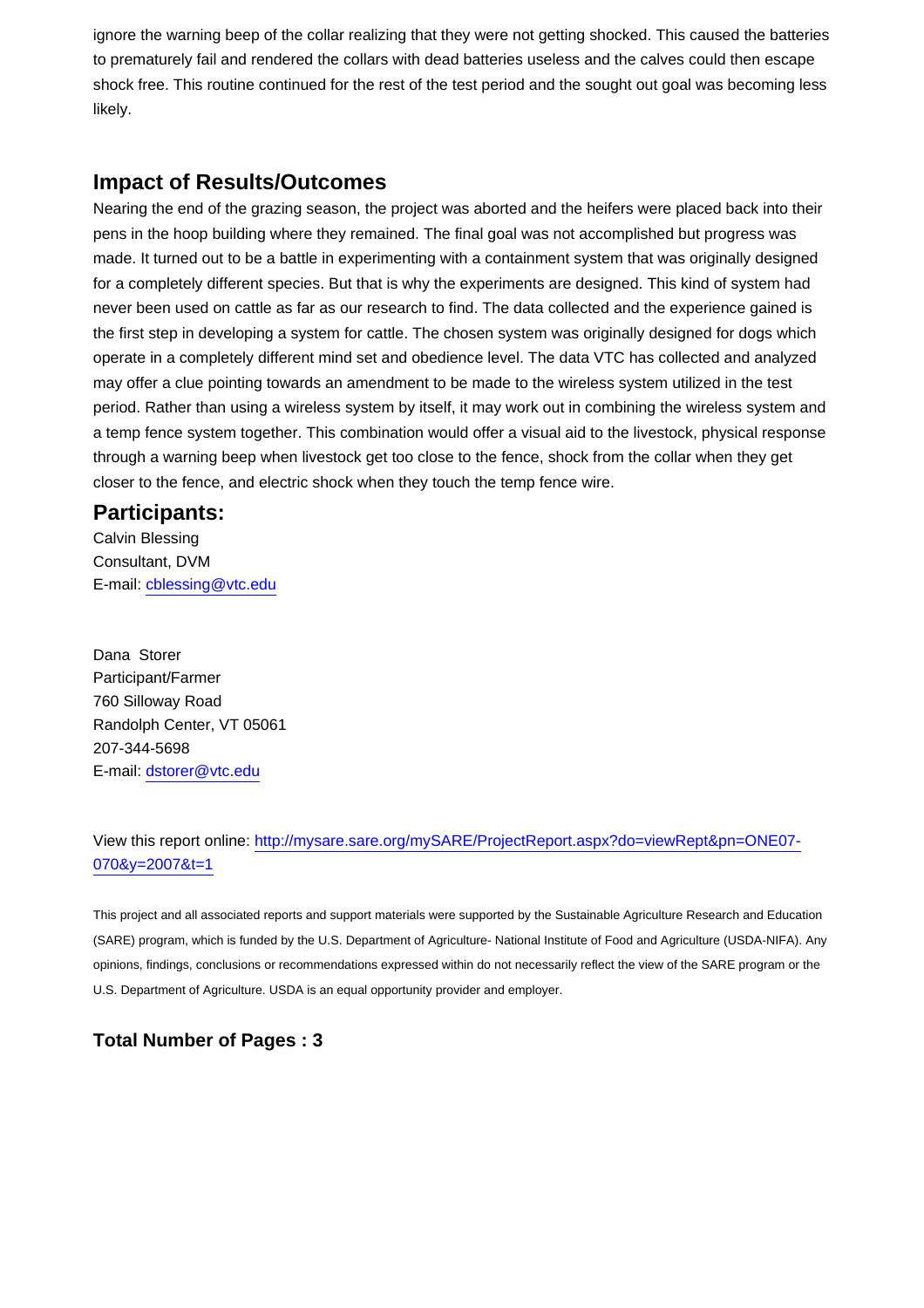ignore the warning beep of the collar realizing that they were not getting shocked. This caused the batteries to prematurely fail and rendered the collars with dead batteries useless and the calves could then escape shock free. This routine continued for the rest of the test period and the sought out goal was becoming less likely.

## Impact of Results/Outcomes

Nearing the end of the grazing season, the project was aborted and the heifers were placed back into their pens in the hoop building where they remained. The final goal was not accomplished but progress was made. It turned out to be a battle in experimenting with a containment system that was originally designed for a completely different species. But that is why the experiments are designed. This kind of system had never been used on cattle as far as our research to find. The data collected and the experience gained is the first step in developing a system for cattle. The chosen system was originally designed for dogs which operate in a completely different mind set and obedience level. The data VTC has collected and analyzed may offer a clue pointing towards an amendment to be made to the wireless system utilized in the test period. Rather than using a wireless system by itself, it may work out in combining the wireless system and a temp fence system together. This combination would offer a visual aid to the livestock, physical response through a warning beep when livestock get too close to the fence, shock from the collar when they get closer to the fence, and electric shock when they touch the temp fence wire.

## Participants:

Calvin Blessing
Consultant, DVM
E-mail: cblessing@vtc.edu

Dana Storer
Participant/Farmer
760 Silloway Road
Randolph Center, VT 05061
207-344-5698
E-mail: dstorer@vtc.edu

View this report online: http://mysare.sare.org/mySARE/ProjectReport.aspx?do=viewRept&pn=ONE07-070&y=2007&t=1

This project and all associated reports and support materials were supported by the Sustainable Agriculture Research and Education (SARE) program, which is funded by the U.S. Department of Agriculture- National Institute of Food and Agriculture (USDA-NIFA). Any opinions, findings, conclusions or recommendations expressed within do not necessarily reflect the view of the SARE program or the U.S. Department of Agriculture. USDA is an equal opportunity provider and employer.

**Total Number of Pages : 3**